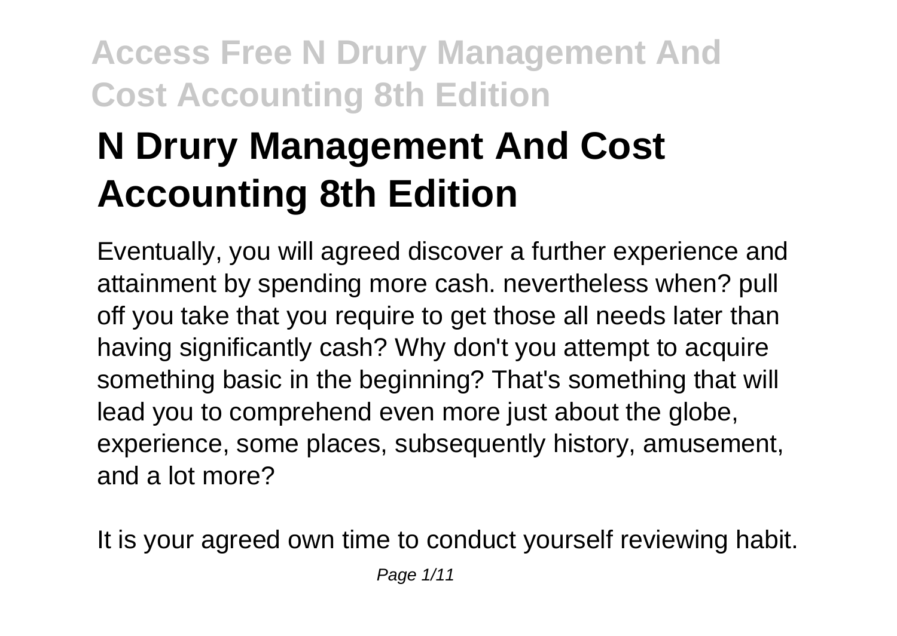# N Drury Management And Cost Accounting 8th Edition

Eventually, you will agreed discover a further experience and attainment by spending more cash. nevertheless when? pull off you take that you require to get those all needs later than having significantly cash? Why don't you attempt to acquire something basic in the beginning? That's something that will lead you to comprehend even more just about the globe, experience, some places, subsequently history, amusement, and a lot more?

It is your agreed own time to conduct yourself reviewing habit.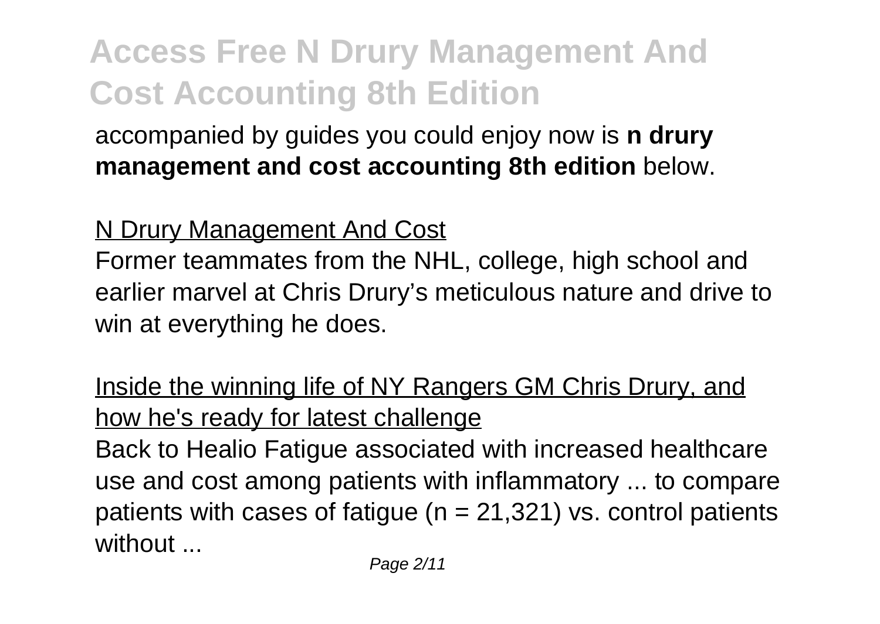accompanied by guides you could enjoy now is **n drury management and cost accounting 8th edition** below.

N Drury Management And Cost

Former teammates from the NHL, college, high school and earlier marvel at Chris Drury's meticulous nature and drive to win at everything he does.

Inside the winning life of NY Rangers GM Chris Drury, and how he's ready for latest challenge

Back to Healio Fatigue associated with increased healthcare use and cost among patients with inflammatory ... to compare patients with cases of fatigue ($n = 21,321$) vs. control patients without ...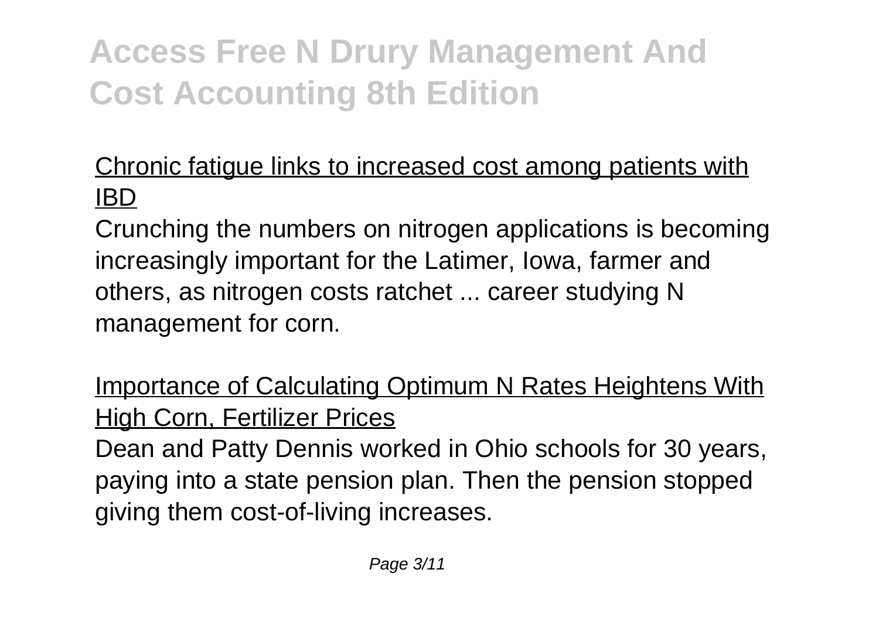# Access Free N Drury Management And Cost Accounting 8th Edition

Chronic fatigue links to increased cost among patients with IBD

Crunching the numbers on nitrogen applications is becoming increasingly important for the Latimer, Iowa, farmer and others, as nitrogen costs ratchet ... career studying N management for corn.

Importance of Calculating Optimum N Rates Heightens With High Corn, Fertilizer Prices

Dean and Patty Dennis worked in Ohio schools for 30 years, paying into a state pension plan. Then the pension stopped giving them cost-of-living increases.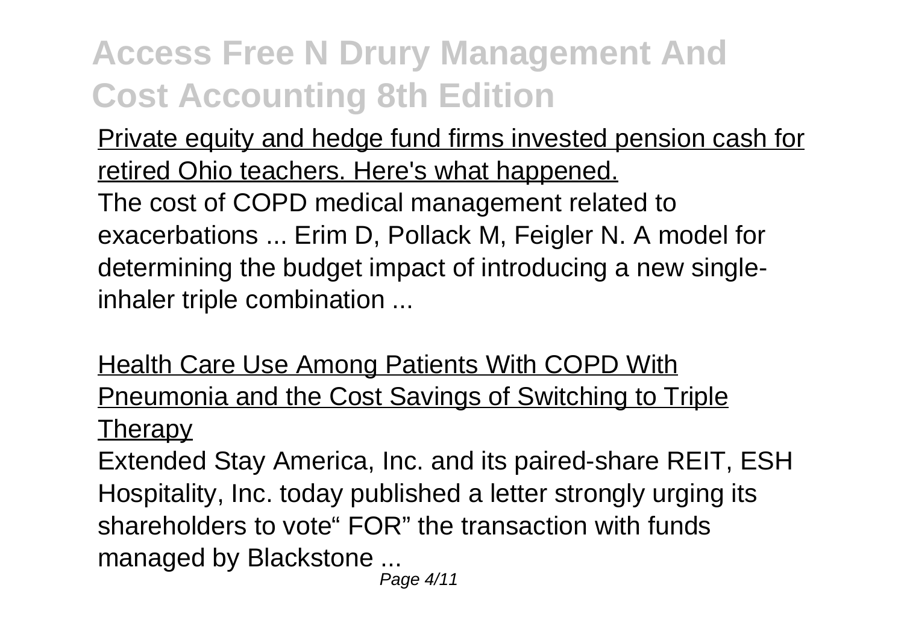Private equity and hedge fund firms invested pension cash for retired Ohio teachers. Here's what happened.

The cost of COPD medical management related to exacerbations ... Erim D, Pollack M, Feigler N. A model for determining the budget impact of introducing a new single-inhaler triple combination ...

Health Care Use Among Patients With COPD With Pneumonia and the Cost Savings of Switching to Triple Therapy

Extended Stay America, Inc. and its paired-share REIT, ESH Hospitality, Inc. today published a letter strongly urging its shareholders to vote“ FOR” the transaction with funds managed by Blackstone ...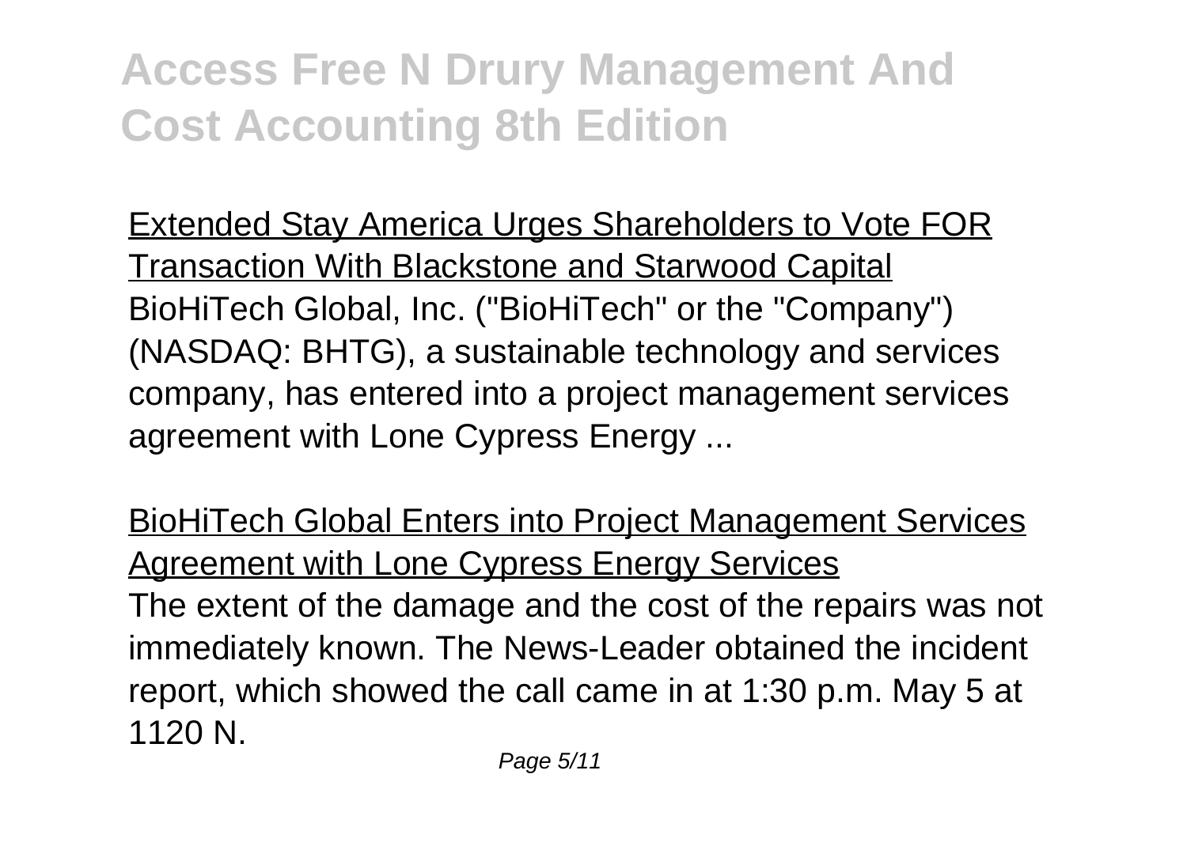Extended Stay America Urges Shareholders to Vote FOR Transaction With Blackstone and Starwood Capital

BioHiTech Global, Inc. ("BioHiTech" or the "Company") (NASDAQ: BHTG), a sustainable technology and services company, has entered into a project management services agreement with Lone Cypress Energy ...

BioHiTech Global Enters into Project Management Services Agreement with Lone Cypress Energy Services

The extent of the damage and the cost of the repairs was not immediately known. The News-Leader obtained the incident report, which showed the call came in at 1:30 p.m. May 5 at 1120 N.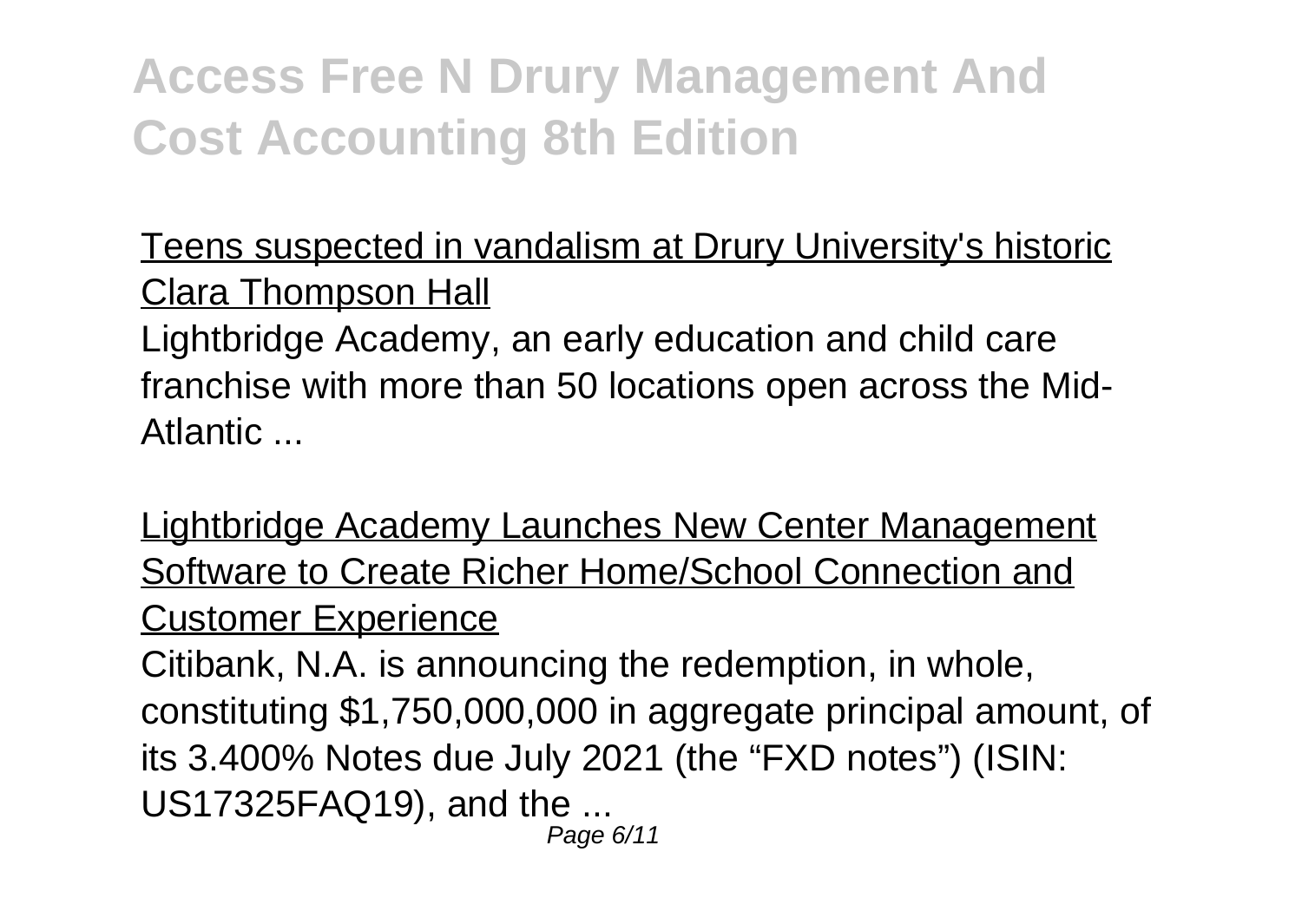Teens suspected in vandalism at Drury University's historic Clara Thompson Hall

Lightbridge Academy, an early education and child care franchise with more than 50 locations open across the Mid-Atlantic ...

Lightbridge Academy Launches New Center Management Software to Create Richer Home/School Connection and Customer Experience

Citibank, N.A. is announcing the redemption, in whole, constituting $1,750,000,000 in aggregate principal amount, of its 3.400% Notes due July 2021 (the “FXD notes”) (ISIN: US17325FAQ19), and the ...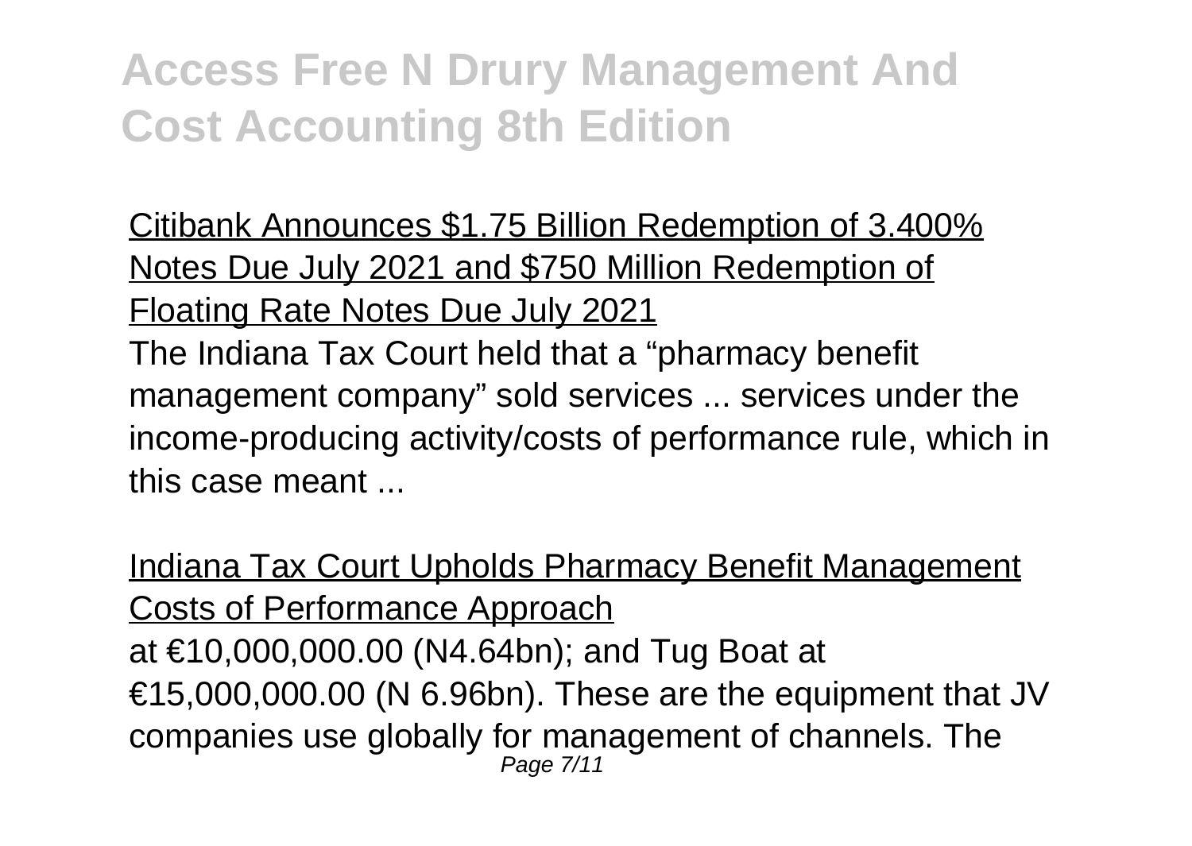Citibank Announces $1.75 Billion Redemption of 3.400% Notes Due July 2021 and $750 Million Redemption of Floating Rate Notes Due July 2021

The Indiana Tax Court held that a "pharmacy benefit management company" sold services ... services under the income-producing activity/costs of performance rule, which in this case meant ...

Indiana Tax Court Upholds Pharmacy Benefit Management Costs of Performance Approach

at €10,000,000.00 (N4.64bn); and Tug Boat at €15,000,000.00 (N 6.96bn). These are the equipment that JV companies use globally for management of channels. The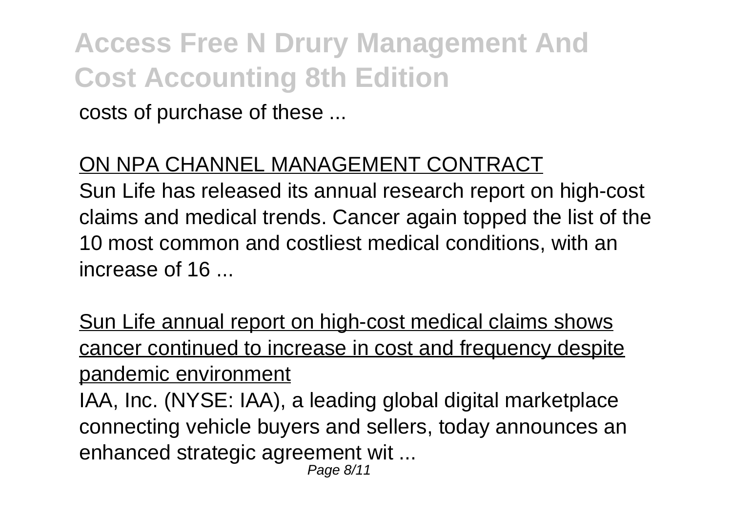costs of purchase of these ...

ON NPA CHANNEL MANAGEMENT CONTRACT

Sun Life has released its annual research report on high-cost claims and medical trends. Cancer again topped the list of the 10 most common and costliest medical conditions, with an increase of 16 ...

Sun Life annual report on high-cost medical claims shows cancer continued to increase in cost and frequency despite pandemic environment

IAA, Inc. (NYSE: IAA), a leading global digital marketplace connecting vehicle buyers and sellers, today announces an enhanced strategic agreement wit ...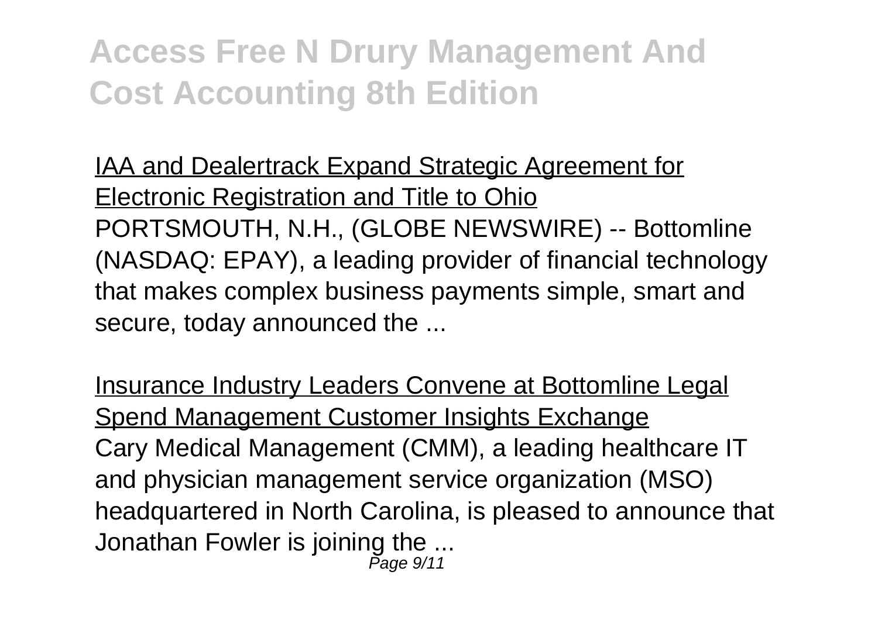IAA and Dealertrack Expand Strategic Agreement for Electronic Registration and Title to Ohio

PORTSMOUTH, N.H., (GLOBE NEWSWIRE) -- Bottomline (NASDAQ: EPAY), a leading provider of financial technology that makes complex business payments simple, smart and secure, today announced the ...

Insurance Industry Leaders Convene at Bottomline Legal Spend Management Customer Insights Exchange

Cary Medical Management (CMM), a leading healthcare IT and physician management service organization (MSO) headquartered in North Carolina, is pleased to announce that Jonathan Fowler is joining the ...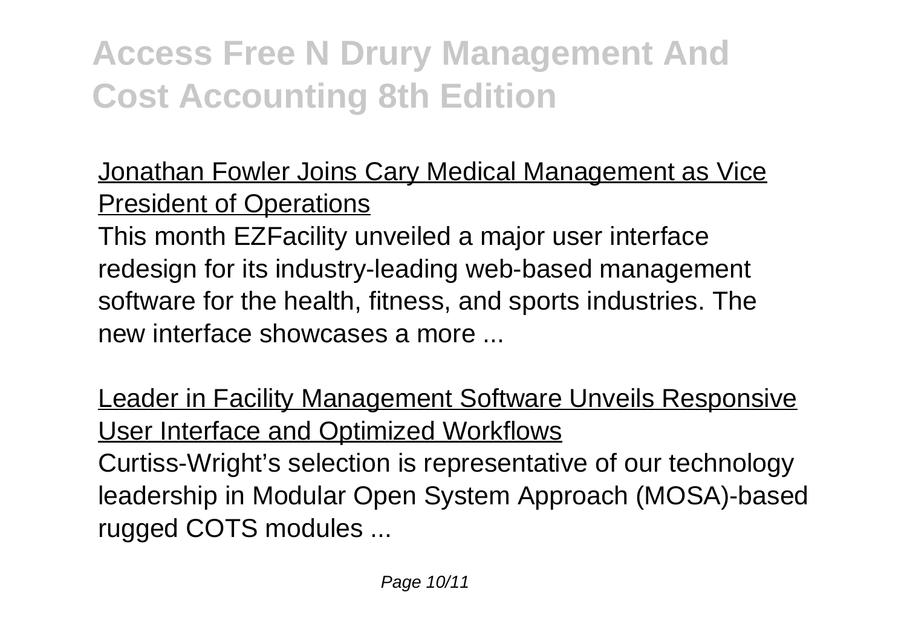Jonathan Fowler Joins Cary Medical Management as Vice President of Operations

This month EZFacility unveiled a major user interface redesign for its industry-leading web-based management software for the health, fitness, and sports industries. The new interface showcases a more ...

Leader in Facility Management Software Unveils Responsive User Interface and Optimized Workflows

Curtiss-Wright's selection is representative of our technology leadership in Modular Open System Approach (MOSA)-based rugged COTS modules ...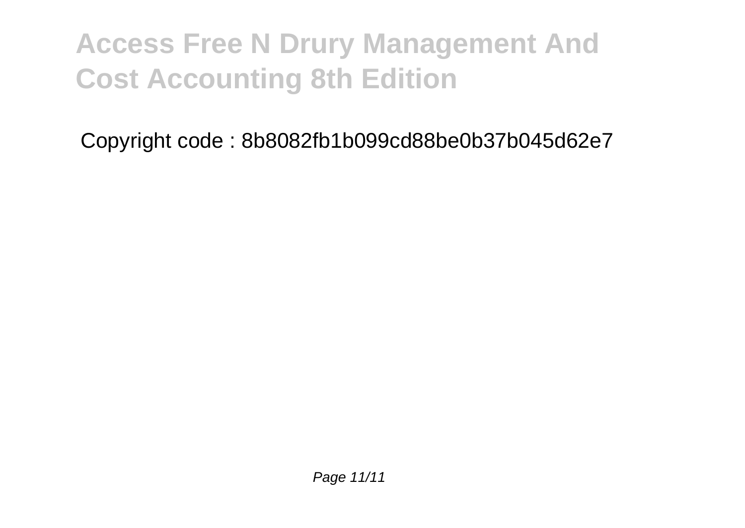Copyright code : 8b8082fb1b099cd88be0b37b045d62e7